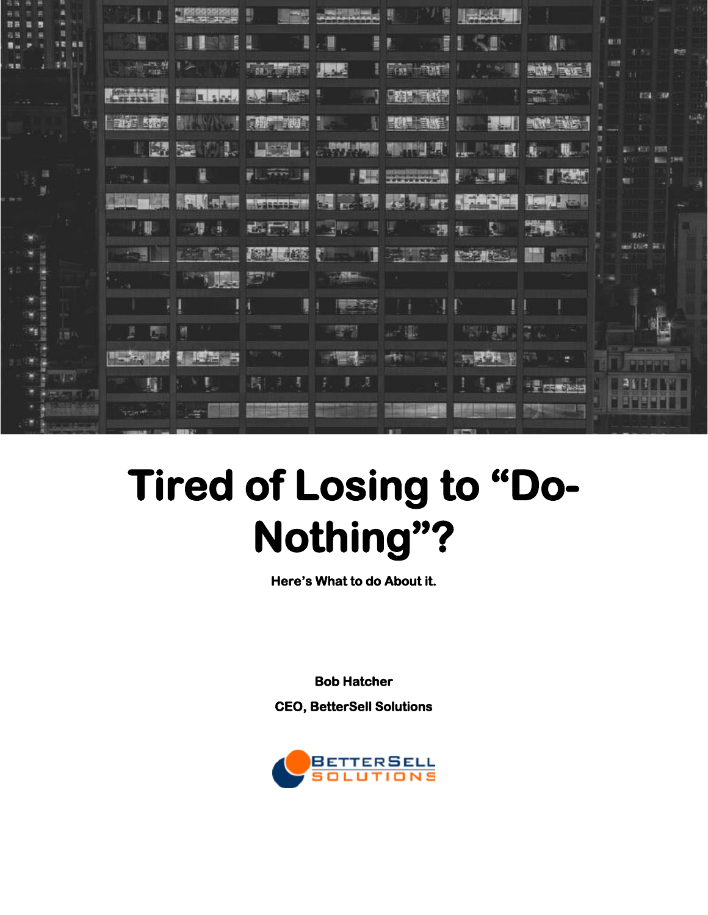# Tired of Losing to "Do-Nothing"?

**Here's What to do About it.**

**Bob Hatcher**

**CEO, BetterSell Solutions**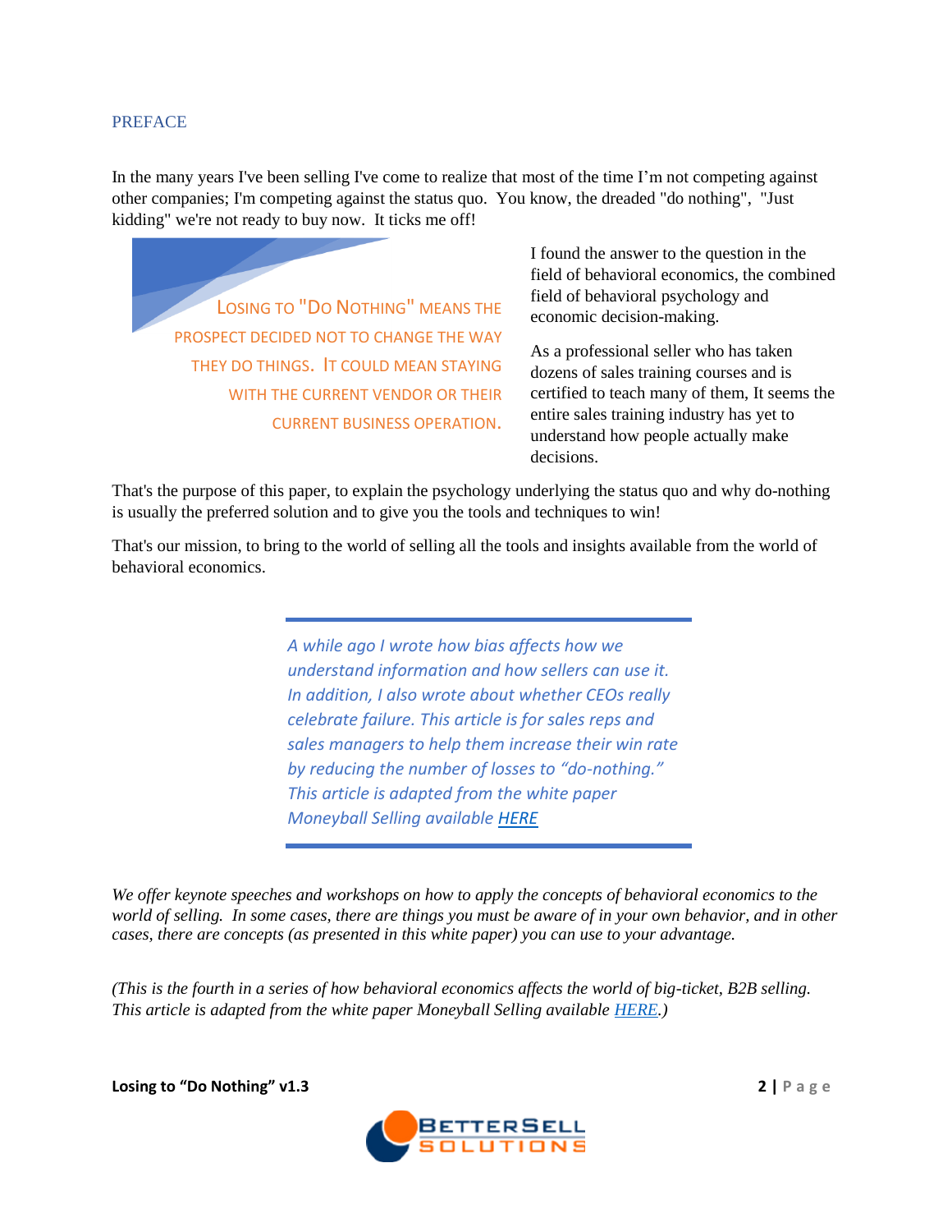## PREFACE

In the many years I've been selling I've come to realize that most of the time I'm not competing against other companies; I'm competing against the status quo. You know, the dreaded "do nothing", "Just kidding" we're not ready to buy now. It ticks me off!

LOSING TO "DO NOTHING" MEANS THE PROSPECT DECIDED NOT TO CHANGE THE WAY THEY DO THINGS. IT COULD MEAN STAYING WITH THE CURRENT VENDOR OR THEIR CURRENT BUSINESS OPERATION.

I found the answer to the question in the field of behavioral economics, the combined field of behavioral psychology and economic decision-making.

As a professional seller who has taken dozens of sales training courses and is certified to teach many of them, It seems the entire sales training industry has yet to understand how people actually make decisions.

That's the purpose of this paper, to explain the psychology underlying the status quo and why do-nothing is usually the preferred solution and to give you the tools and techniques to win!

That's our mission, to bring to the world of selling all the tools and insights available from the world of behavioral economics.

> *A while ago I wrote how bias affects how we understand information and how sellers can use it. In addition, I also wrote about whether CEOs really celebrate failure. This article is for sales reps and sales managers to help them increase their win rate by reducing the number of losses to "do-nothing." This article is adapted from the white paper Moneyball Selling available [HERE]*

*We offer keynote speeches and workshops on how to apply the concepts of behavioral economics to the world of selling. In some cases, there are things you must be aware of in your own behavior, and in other cases, there are concepts (as presented in this white paper) you can use to your advantage.*

*(This is the fourth in a series of how behavioral economics affects the world of big-ticket, B2B selling. This article is adapted from the white paper Moneyball Selling available [HERE].)*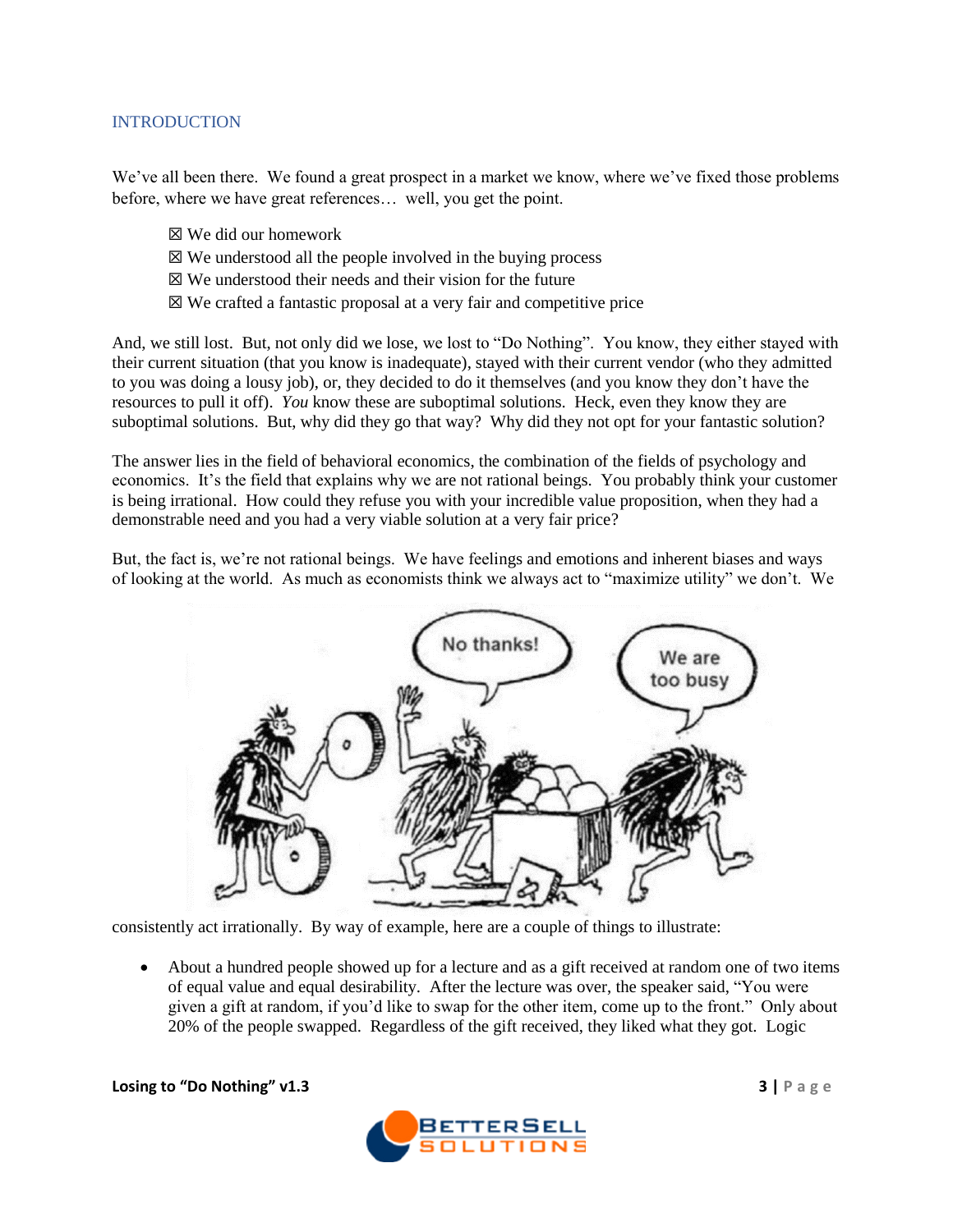## INTRODUCTION

We've all been there. We found a great prospect in a market we know, where we've fixed those problems before, where we have great references… well, you get the point.

- ☒ We did our homework
- ☒ We understood all the people involved in the buying process
- ☒ We understood their needs and their vision for the future
- ☒ We crafted a fantastic proposal at a very fair and competitive price

And, we still lost. But, not only did we lose, we lost to "Do Nothing". You know, they either stayed with their current situation (that you know is inadequate), stayed with their current vendor (who they admitted to you was doing a lousy job), or, they decided to do it themselves (and you know they don't have the resources to pull it off). *You* know these are suboptimal solutions. Heck, even they know they are suboptimal solutions. But, why did they go that way? Why did they not opt for your fantastic solution?

The answer lies in the field of behavioral economics, the combination of the fields of psychology and economics. It's the field that explains why we are not rational beings. You probably think your customer is being irrational. How could they refuse you with your incredible value proposition, when they had a demonstrable need and you had a very viable solution at a very fair price?

But, the fact is, we're not rational beings. We have feelings and emotions and inherent biases and ways of looking at the world. As much as economists think we always act to "maximize utility" we don't. We consistently act irrationally. By way of example, here are a couple of things to illustrate:

- About a hundred people showed up for a lecture and as a gift received at random one of two items of equal value and equal desirability. After the lecture was over, the speaker said, "You were given a gift at random, if you'd like to swap for the other item, come up to the front." Only about 20% of the people swapped. Regardless of the gift received, they liked what they got. Logic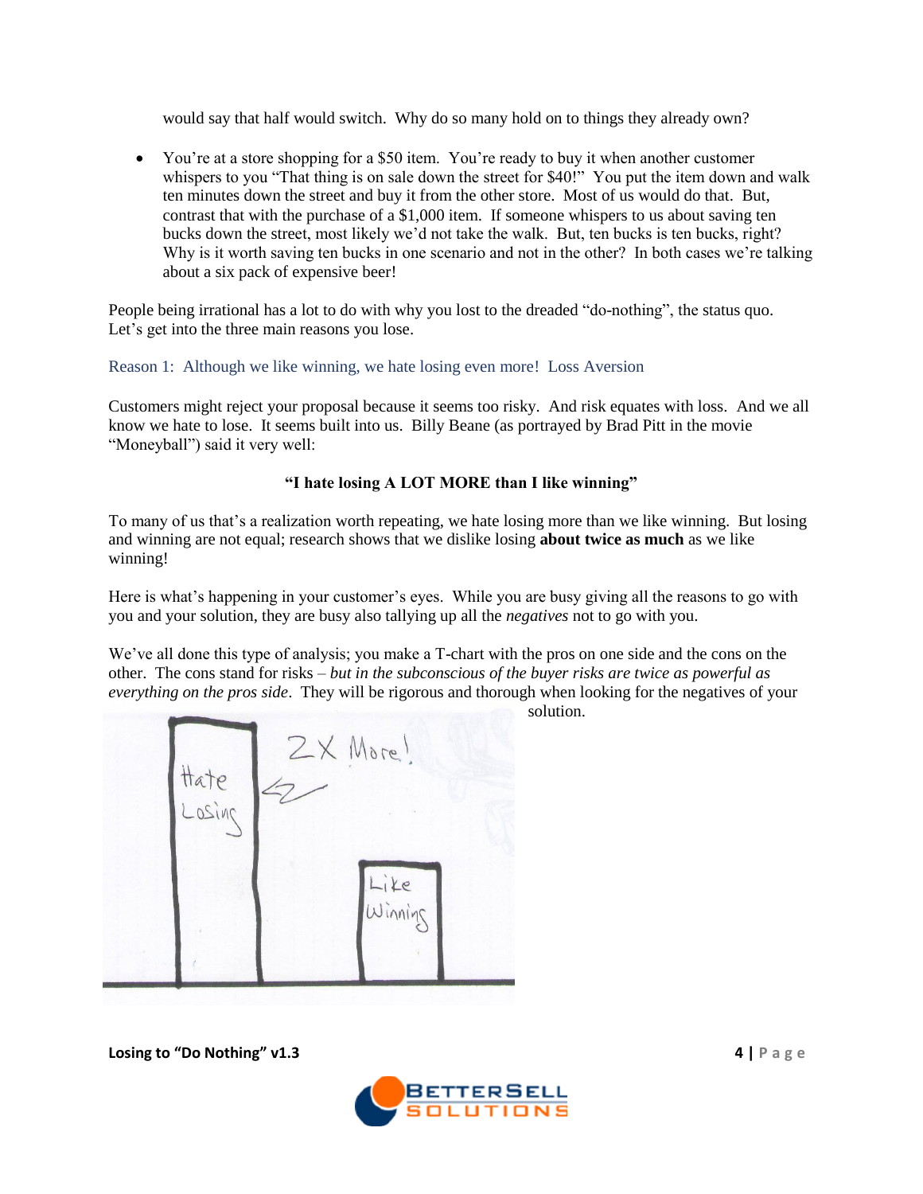would say that half would switch. Why do so many hold on to things they already own?

- You're at a store shopping for a $50 item. You're ready to buy it when another customer whispers to you "That thing is on sale down the street for $40!" You put the item down and walk ten minutes down the street and buy it from the other store. Most of us would do that. But, contrast that with the purchase of a $1,000 item. If someone whispers to us about saving ten bucks down the street, most likely we'd not take the walk. But, ten bucks is ten bucks, right? Why is it worth saving ten bucks in one scenario and not in the other? In both cases we're talking about a six pack of expensive beer!

People being irrational has a lot to do with why you lost to the dreaded "do-nothing", the status quo. Let's get into the three main reasons you lose.

### Reason 1: Although we like winning, we hate losing even more! Loss Aversion

Customers might reject your proposal because it seems too risky. And risk equates with loss. And we all know we hate to lose. It seems built into us. Billy Beane (as portrayed by Brad Pitt in the movie "Moneyball") said it very well:

**"I hate losing A LOT MORE than I like winning"**

To many of us that's a realization worth repeating, we hate losing more than we like winning. But losing and winning are not equal; research shows that we dislike losing **about twice as much** as we like winning!

Here is what's happening in your customer's eyes. While you are busy giving all the reasons to go with you and your solution, they are busy also tallying up all the *negatives* not to go with you.

We've all done this type of analysis; you make a T-chart with the pros on one side and the cons on the other. The cons stand for risks – *but in the subconscious of the buyer risks are twice as powerful as everything on the pros side*. They will be rigorous and thorough when looking for the negatives of your solution.

Hate Losing

2X More!

Like Winning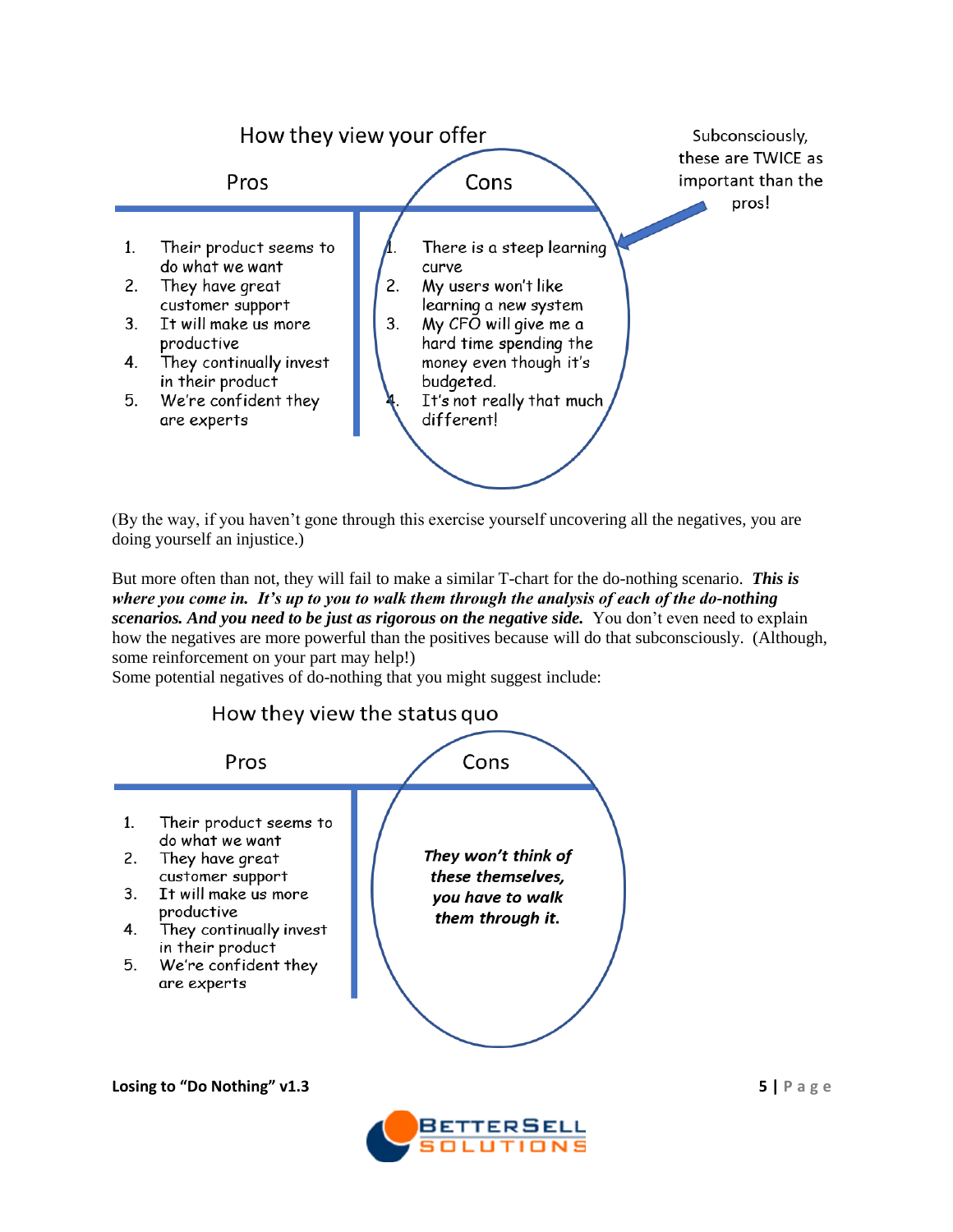How they view your offer

| Pros | Cons |
| --- | --- |
| 1. Their product seems to do what we want<br>2. They have great customer support<br>3. It will make us more productive<br>4. They continually invest in their product<br>5. We're confident they are experts | 1. There is a steep learning curve<br>2. My users won't like learning a new system<br>3. My CFO will give me a hard time spending the money even though it's budgeted.<br>4. It's not really that much different! |

Subconsciously, these are TWICE as important than the pros!

(By the way, if you haven't gone through this exercise yourself uncovering all the negatives, you are doing yourself an injustice.)

But more often than not, they will fail to make a similar T-chart for the do-nothing scenario. ***This is where you come in. It's up to you to walk them through the analysis of each of the do-nothing scenarios. And you need to be just as rigorous on the negative side.*** You don't even need to explain how the negatives are more powerful than the positives because will do that subconsciously. (Although, some reinforcement on your part may help!)
Some potential negatives of do-nothing that you might suggest include:

How they view the status quo

| Pros | Cons |
| --- | --- |
| 1. Their product seems to do what we want<br>2. They have great customer support<br>3. It will make us more productive<br>4. They continually invest in their product<br>5. We're confident they are experts | ***They won't think of these themselves, you have to walk them through it.*** |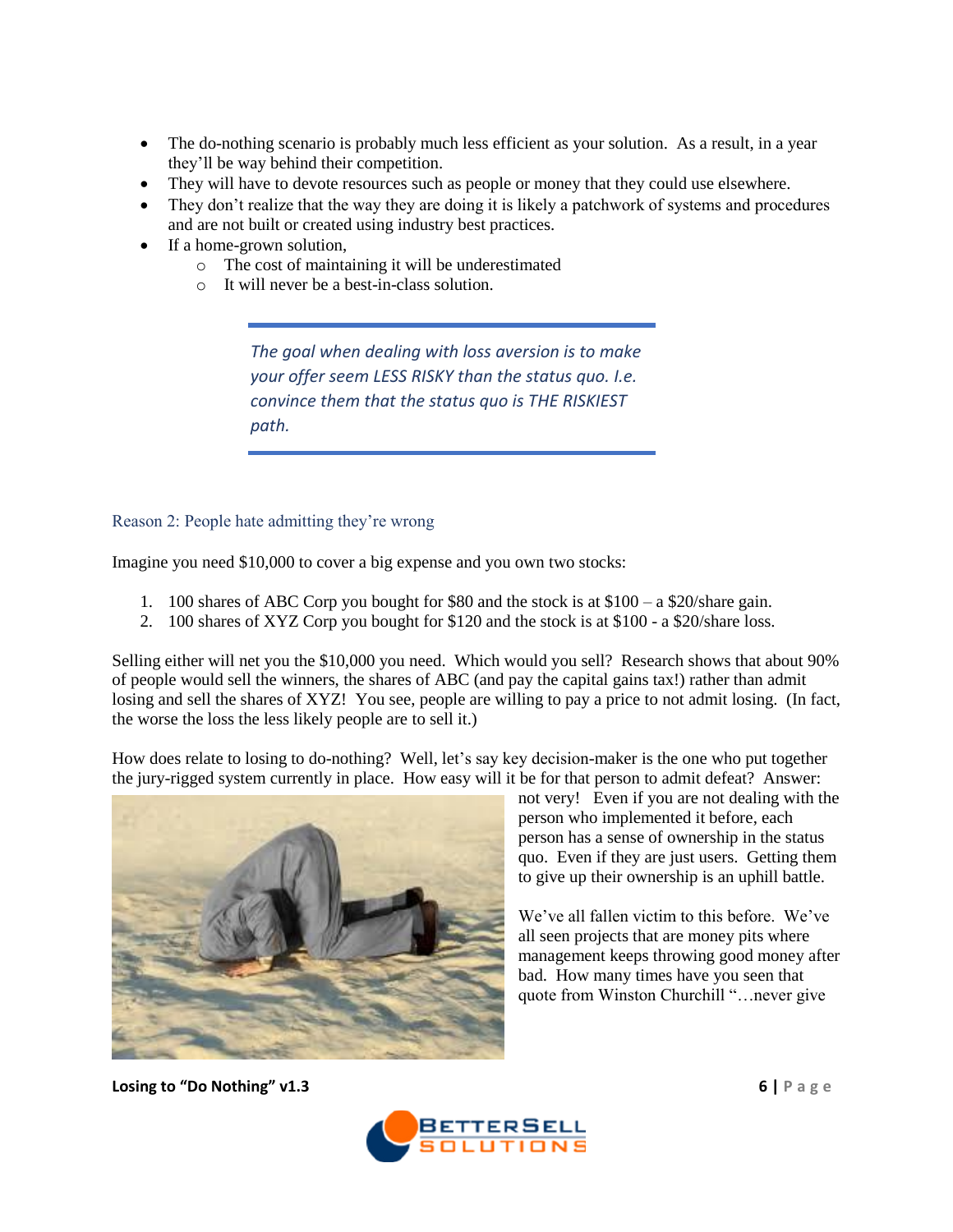- The do-nothing scenario is probably much less efficient as your solution. As a result, in a year they'll be way behind their competition.
- They will have to devote resources such as people or money that they could use elsewhere.
- They don't realize that the way they are doing it is likely a patchwork of systems and procedures and are not built or created using industry best practices.
- If a home-grown solution,
  - The cost of maintaining it will be underestimated
  - It will never be a best-in-class solution.

> *The goal when dealing with loss aversion is to make your offer seem LESS RISKY than the status quo. I.e. convince them that the status quo is THE RISKIEST path.*

### Reason 2: People hate admitting they're wrong

Imagine you need $10,000 to cover a big expense and you own two stocks:

1. 100 shares of ABC Corp you bought for $80 and the stock is at $100 – a $20/share gain.
2. 100 shares of XYZ Corp you bought for $120 and the stock is at $100 - a $20/share loss.

Selling either will net you the $10,000 you need. Which would you sell? Research shows that about 90% of people would sell the winners, the shares of ABC (and pay the capital gains tax!) rather than admit losing and sell the shares of XYZ! You see, people are willing to pay a price to not admit losing. (In fact, the worse the loss the less likely people are to sell it.)

How does relate to losing to do-nothing? Well, let's say key decision-maker is the one who put together the jury-rigged system currently in place. How easy will it be for that person to admit defeat? Answer: not very! Even if you are not dealing with the person who implemented it before, each person has a sense of ownership in the status quo. Even if they are just users. Getting them to give up their ownership is an uphill battle.

We've all fallen victim to this before. We've all seen projects that are money pits where management keeps throwing good money after bad. How many times have you seen that quote from Winston Churchill "…never give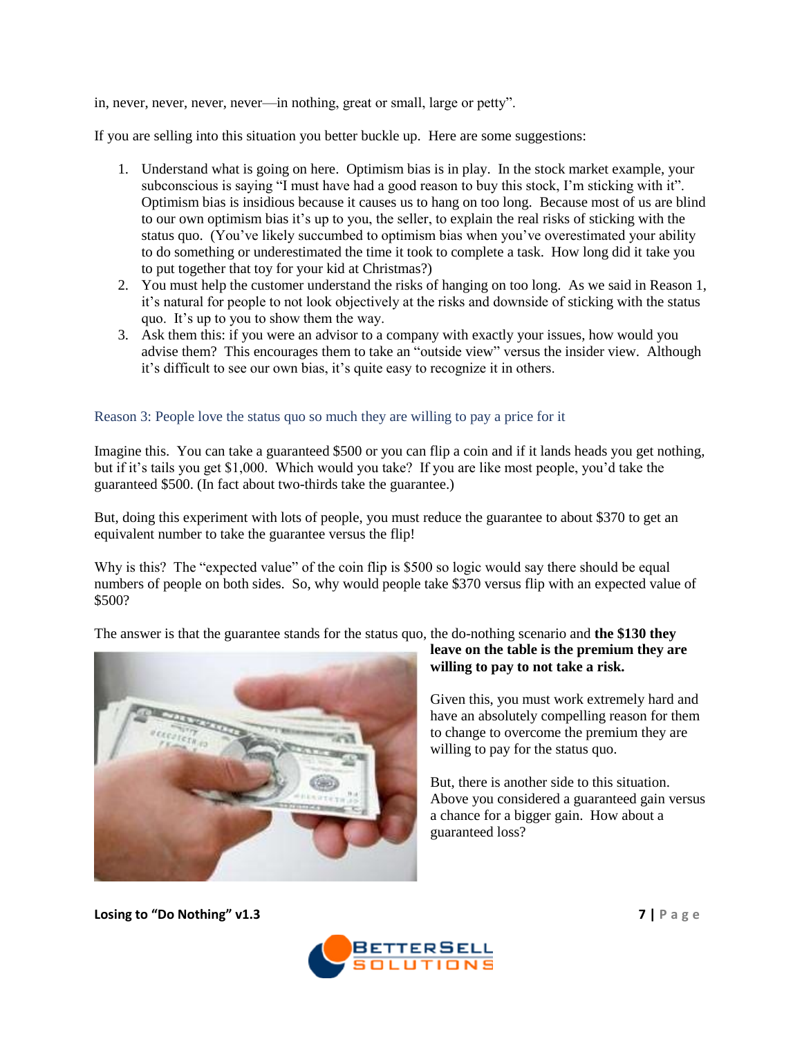in, never, never, never, never—in nothing, great or small, large or petty".

If you are selling into this situation you better buckle up. Here are some suggestions:

1. Understand what is going on here. Optimism bias is in play. In the stock market example, your subconscious is saying "I must have had a good reason to buy this stock, I'm sticking with it". Optimism bias is insidious because it causes us to hang on too long. Because most of us are blind to our own optimism bias it's up to you, the seller, to explain the real risks of sticking with the status quo. (You've likely succumbed to optimism bias when you've overestimated your ability to do something or underestimated the time it took to complete a task. How long did it take you to put together that toy for your kid at Christmas?)
2. You must help the customer understand the risks of hanging on too long. As we said in Reason 1, it's natural for people to not look objectively at the risks and downside of sticking with the status quo. It's up to you to show them the way.
3. Ask them this: if you were an advisor to a company with exactly your issues, how would you advise them? This encourages them to take an "outside view" versus the insider view. Although it's difficult to see our own bias, it's quite easy to recognize it in others.

### Reason 3: People love the status quo so much they are willing to pay a price for it

Imagine this. You can take a guaranteed $500 or you can flip a coin and if it lands heads you get nothing, but if it's tails you get $1,000. Which would you take? If you are like most people, you'd take the guaranteed $500. (In fact about two-thirds take the guarantee.)

But, doing this experiment with lots of people, you must reduce the guarantee to about $370 to get an equivalent number to take the guarantee versus the flip!

Why is this? The "expected value" of the coin flip is $500 so logic would say there should be equal numbers of people on both sides. So, why would people take $370 versus flip with an expected value of $500?

The answer is that the guarantee stands for the status quo, the do-nothing scenario and **the $130 they leave on the table is the premium they are willing to pay to not take a risk.**

Given this, you must work extremely hard and have an absolutely compelling reason for them to change to overcome the premium they are willing to pay for the status quo.

But, there is another side to this situation. Above you considered a guaranteed gain versus a chance for a bigger gain. How about a guaranteed loss?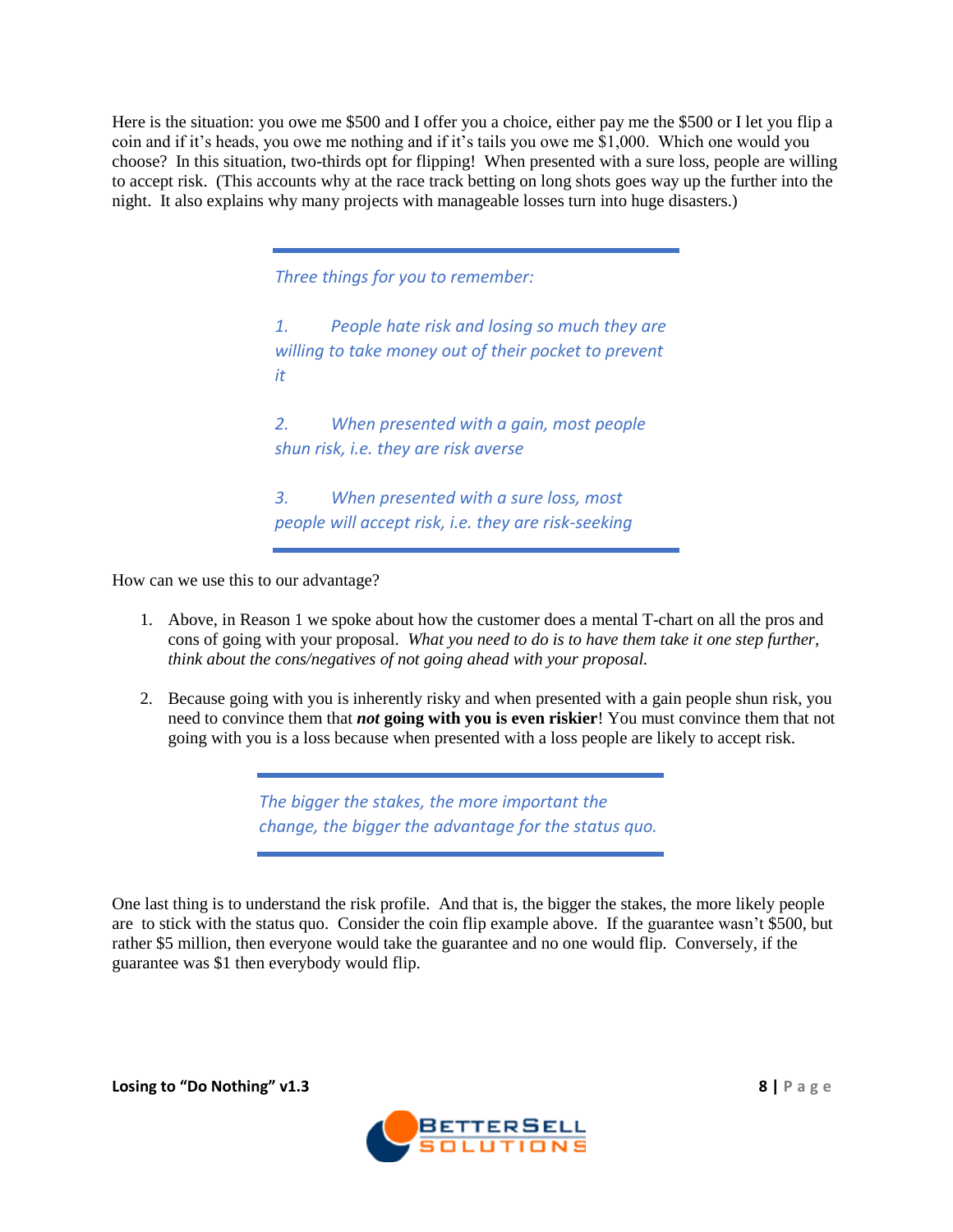Here is the situation: you owe me $500 and I offer you a choice, either pay me the $500 or I let you flip a coin and if it's heads, you owe me nothing and if it's tails you owe me $1,000. Which one would you choose? In this situation, two-thirds opt for flipping! When presented with a sure loss, people are willing to accept risk. (This accounts why at the race track betting on long shots goes way up the further into the night. It also explains why many projects with manageable losses turn into huge disasters.)

> *Three things for you to remember:*
>
> *1. People hate risk and losing so much they are willing to take money out of their pocket to prevent it*
>
> *2. When presented with a gain, most people shun risk, i.e. they are risk averse*
>
> *3. When presented with a sure loss, most people will accept risk, i.e. they are risk-seeking*

How can we use this to our advantage?

1. Above, in Reason 1 we spoke about how the customer does a mental T-chart on all the pros and cons of going with your proposal. *What you need to do is to have them take it one step further, think about the cons/negatives of not going ahead with your proposal.*

2. Because going with you is inherently risky and when presented with a gain people shun risk, you need to convince them that ***not* going with you is even riskier**! You must convince them that not going with you is a loss because when presented with a loss people are likely to accept risk.

> *The bigger the stakes, the more important the change, the bigger the advantage for the status quo.*

One last thing is to understand the risk profile. And that is, the bigger the stakes, the more likely people are to stick with the status quo. Consider the coin flip example above. If the guarantee wasn't $500, but rather $5 million, then everyone would take the guarantee and no one would flip. Conversely, if the guarantee was $1 then everybody would flip.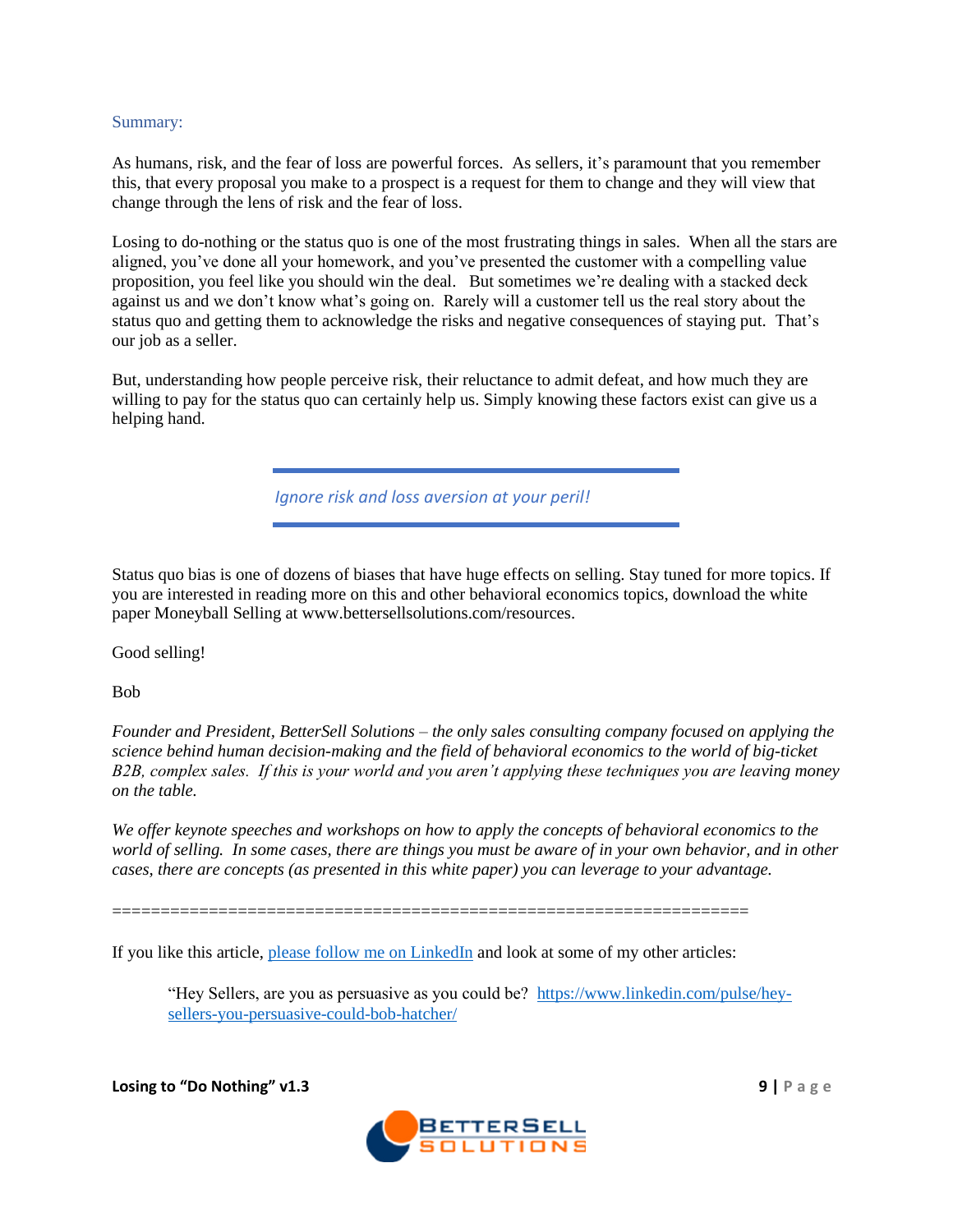## Summary:

As humans, risk, and the fear of loss are powerful forces. As sellers, it's paramount that you remember this, that every proposal you make to a prospect is a request for them to change and they will view that change through the lens of risk and the fear of loss.

Losing to do-nothing or the status quo is one of the most frustrating things in sales. When all the stars are aligned, you've done all your homework, and you've presented the customer with a compelling value proposition, you feel like you should win the deal. But sometimes we're dealing with a stacked deck against us and we don't know what's going on. Rarely will a customer tell us the real story about the status quo and getting them to acknowledge the risks and negative consequences of staying put. That's our job as a seller.

But, understanding how people perceive risk, their reluctance to admit defeat, and how much they are willing to pay for the status quo can certainly help us. Simply knowing these factors exist can give us a helping hand.

---

*Ignore risk and loss aversion at your peril!*

---

Status quo bias is one of dozens of biases that have huge effects on selling. Stay tuned for more topics. If you are interested in reading more on this and other behavioral economics topics, download the white paper Moneyball Selling at www.bettersellsolutions.com/resources.

Good selling!

Bob

*Founder and President, BetterSell Solutions – the only sales consulting company focused on applying the science behind human decision-making and the field of behavioral economics to the world of big-ticket B2B, complex sales. If this is your world and you aren't applying these techniques you are leaving money on the table.*

*We offer keynote speeches and workshops on how to apply the concepts of behavioral economics to the world of selling. In some cases, there are things you must be aware of in your own behavior, and in other cases, there are concepts (as presented in this white paper) you can leverage to your advantage.*

==================================================================

If you like this article, [please follow me on LinkedIn]() and look at some of my other articles:

> "Hey Sellers, are you as persuasive as you could be? [https://www.linkedin.com/pulse/hey-sellers-you-persuasive-could-bob-hatcher/](https://www.linkedin.com/pulse/hey-sellers-you-persuasive-could-bob-hatcher/)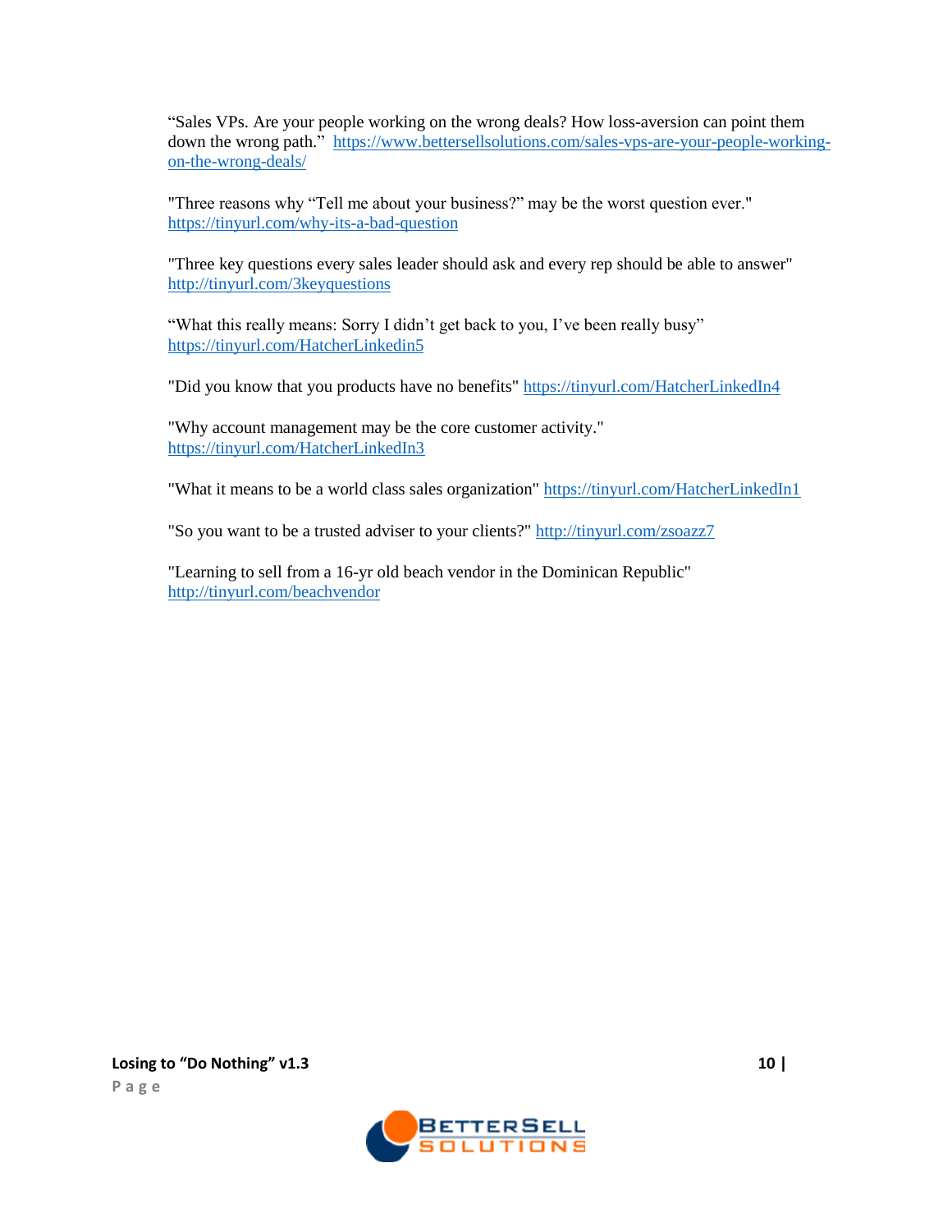"Sales VPs. Are your people working on the wrong deals? How loss-aversion can point them down the wrong path." https://www.bettersellsolutions.com/sales-vps-are-your-people-working-on-the-wrong-deals/

"Three reasons why "Tell me about your business?" may be the worst question ever." https://tinyurl.com/why-its-a-bad-question

"Three key questions every sales leader should ask and every rep should be able to answer" http://tinyurl.com/3keyquestions

"What this really means: Sorry I didn't get back to you, I've been really busy" https://tinyurl.com/HatcherLinkedin5

"Did you know that you products have no benefits" https://tinyurl.com/HatcherLinkedIn4

"Why account management may be the core customer activity." https://tinyurl.com/HatcherLinkedIn3

"What it means to be a world class sales organization" https://tinyurl.com/HatcherLinkedIn1

"So you want to be a trusted adviser to your clients?" http://tinyurl.com/zsoazz7

"Learning to sell from a 16-yr old beach vendor in the Dominican Republic" http://tinyurl.com/beachvendor